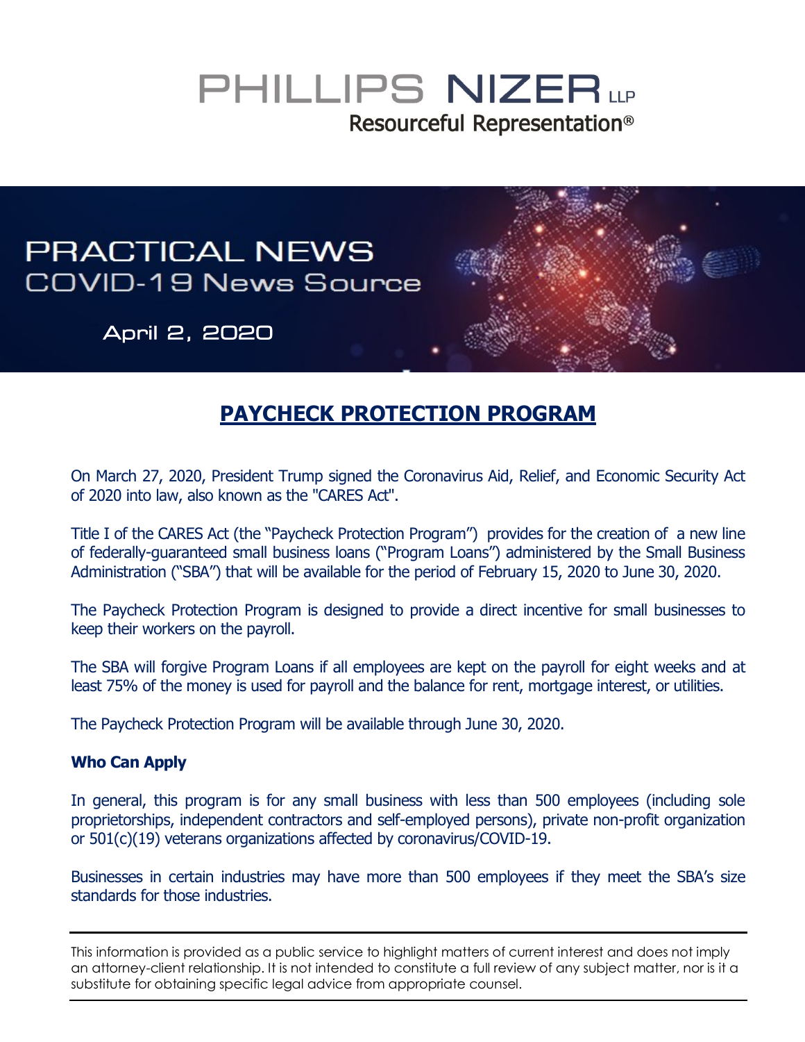# PHILLIPS NIZER LLP

Resourceful Representation®

PRACTICAL NEWS
COVID-19 News Source

April 2, 2020

## PAYCHECK PROTECTION PROGRAM

On March 27, 2020, President Trump signed the Coronavirus Aid, Relief, and Economic Security Act of 2020 into law, also known as the "CARES Act".

Title I of the CARES Act (the "Paycheck Protection Program") provides for the creation of a new line of federally-guaranteed small business loans ("Program Loans") administered by the Small Business Administration ("SBA") that will be available for the period of February 15, 2020 to June 30, 2020.

The Paycheck Protection Program is designed to provide a direct incentive for small businesses to keep their workers on the payroll.

The SBA will forgive Program Loans if all employees are kept on the payroll for eight weeks and at least 75% of the money is used for payroll and the balance for rent, mortgage interest, or utilities.

The Paycheck Protection Program will be available through June 30, 2020.

### Who Can Apply

In general, this program is for any small business with less than 500 employees (including sole proprietorships, independent contractors and self-employed persons), private non-profit organization or 501(c)(19) veterans organizations affected by coronavirus/COVID-19.

Businesses in certain industries may have more than 500 employees if they meet the SBA's size standards for those industries.

---

This information is provided as a public service to highlight matters of current interest and does not imply an attorney-client relationship. It is not intended to constitute a full review of any subject matter, nor is it a substitute for obtaining specific legal advice from appropriate counsel.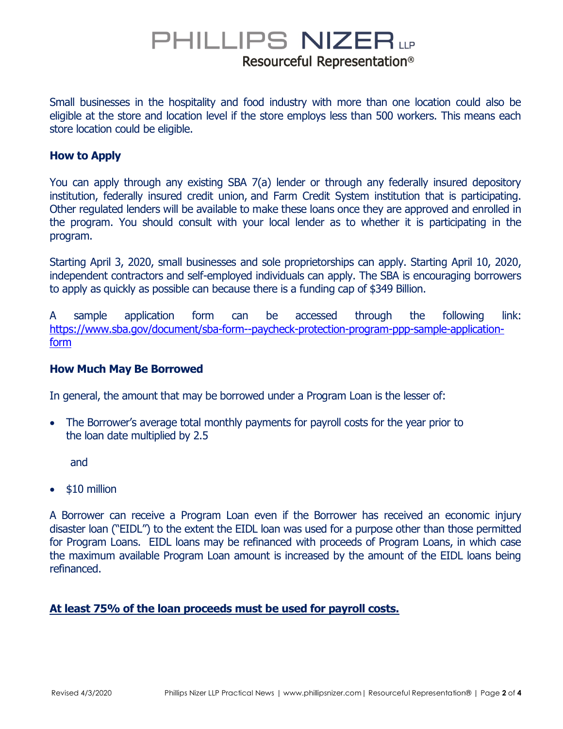Small businesses in the hospitality and food industry with more than one location could also be eligible at the store and location level if the store employs less than 500 workers. This means each store location could be eligible.

### How to Apply

You can apply through any existing SBA 7(a) lender or through any federally insured depository institution, federally insured credit union, and Farm Credit System institution that is participating. Other regulated lenders will be available to make these loans once they are approved and enrolled in the program. You should consult with your local lender as to whether it is participating in the program.

Starting April 3, 2020, small businesses and sole proprietorships can apply. Starting April 10, 2020, independent contractors and self-employed individuals can apply. The SBA is encouraging borrowers to apply as quickly as possible can because there is a funding cap of $349 Billion.

A sample application form can be accessed through the following link: [https://www.sba.gov/document/sba-form--paycheck-protection-program-ppp-sample-application-form](https://www.sba.gov/document/sba-form--paycheck-protection-program-ppp-sample-application-form)

### How Much May Be Borrowed

In general, the amount that may be borrowed under a Program Loan is the lesser of:

- The Borrower's average total monthly payments for payroll costs for the year prior to the loan date multiplied by 2.5

  and

- $10 million

A Borrower can receive a Program Loan even if the Borrower has received an economic injury disaster loan ("EIDL") to the extent the EIDL loan was used for a purpose other than those permitted for Program Loans. EIDL loans may be refinanced with proceeds of Program Loans, in which case the maximum available Program Loan amount is increased by the amount of the EIDL loans being refinanced.

**At least 75% of the loan proceeds must be used for payroll costs.**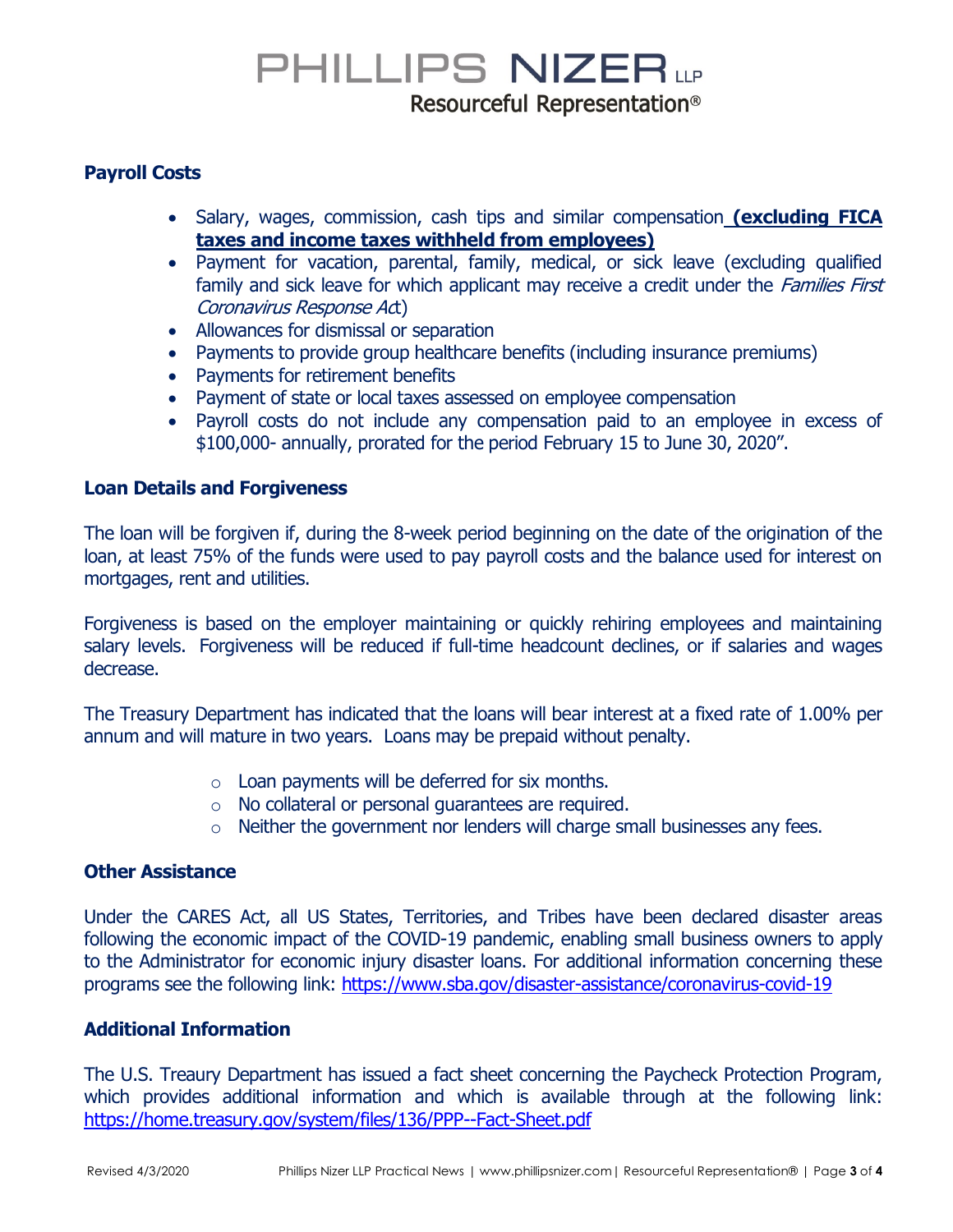### Payroll Costs

- Salary, wages, commission, cash tips and similar compensation **(excluding FICA taxes and income taxes withheld from employees)**
- Payment for vacation, parental, family, medical, or sick leave (excluding qualified family and sick leave for which applicant may receive a credit under the *Families First Coronavirus Response Act*)
- Allowances for dismissal or separation
- Payments to provide group healthcare benefits (including insurance premiums)
- Payments for retirement benefits
- Payment of state or local taxes assessed on employee compensation
- Payroll costs do not include any compensation paid to an employee in excess of $100,000- annually, prorated for the period February 15 to June 30, 2020".

### Loan Details and Forgiveness

The loan will be forgiven if, during the 8-week period beginning on the date of the origination of the loan, at least 75% of the funds were used to pay payroll costs and the balance used for interest on mortgages, rent and utilities.

Forgiveness is based on the employer maintaining or quickly rehiring employees and maintaining salary levels. Forgiveness will be reduced if full-time headcount declines, or if salaries and wages decrease.

The Treasury Department has indicated that the loans will bear interest at a fixed rate of 1.00% per annum and will mature in two years. Loans may be prepaid without penalty.

- Loan payments will be deferred for six months.
- No collateral or personal guarantees are required.
- Neither the government nor lenders will charge small businesses any fees.

### Other Assistance

Under the CARES Act, all US States, Territories, and Tribes have been declared disaster areas following the economic impact of the COVID-19 pandemic, enabling small business owners to apply to the Administrator for economic injury disaster loans. For additional information concerning these programs see the following link: https://www.sba.gov/disaster-assistance/coronavirus-covid-19

### Additional Information

The U.S. Treaury Department has issued a fact sheet concerning the Paycheck Protection Program, which provides additional information and which is available through at the following link: https://home.treasury.gov/system/files/136/PPP--Fact-Sheet.pdf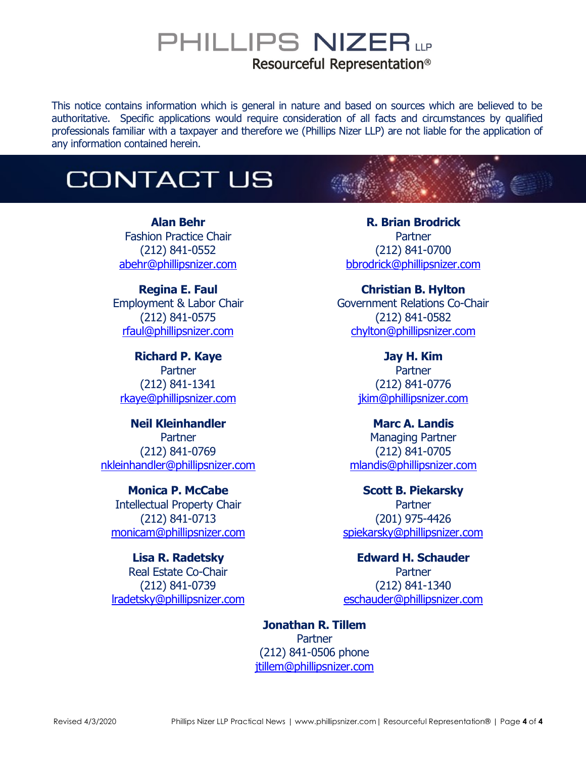# PHILLIPS NIZER LLP

Resourceful Representation®

This notice contains information which is general in nature and based on sources which are believed to be authoritative. Specific applications would require consideration of all facts and circumstances by qualified professionals familiar with a taxpayer and therefore we (Phillips Nizer LLP) are not liable for the application of any information contained herein.

## CONTACT US

**Alan Behr**
Fashion Practice Chair
(212) 841-0552
abehr@phillipsnizer.com

**R. Brian Brodrick**
Partner
(212) 841-0700
bbrodrick@phillipsnizer.com

**Regina E. Faul**
Employment & Labor Chair
(212) 841-0575
rfaul@phillipsnizer.com

**Christian B. Hylton**
Government Relations Co-Chair
(212) 841-0582
chylton@phillipsnizer.com

**Richard P. Kaye**
Partner
(212) 841-1341
rkaye@phillipsnizer.com

**Jay H. Kim**
Partner
(212) 841-0776
jkim@phillipsnizer.com

**Neil Kleinhandler**
Partner
(212) 841-0769
nkleinhandler@phillipsnizer.com

**Marc A. Landis**
Managing Partner
(212) 841-0705
mlandis@phillipsnizer.com

**Monica P. McCabe**
Intellectual Property Chair
(212) 841-0713
monicam@phillipsnizer.com

**Scott B. Piekarsky**
Partner
(201) 975-4426
spiekarsky@phillipsnizer.com

**Lisa R. Radetsky**
Real Estate Co-Chair
(212) 841-0739
lradetsky@phillipsnizer.com

**Edward H. Schauder**
Partner
(212) 841-1340
eschauder@phillipsnizer.com

**Jonathan R. Tillem**
Partner
(212) 841-0506 phone
jtillem@phillipsnizer.com

Revised 4/3/2020